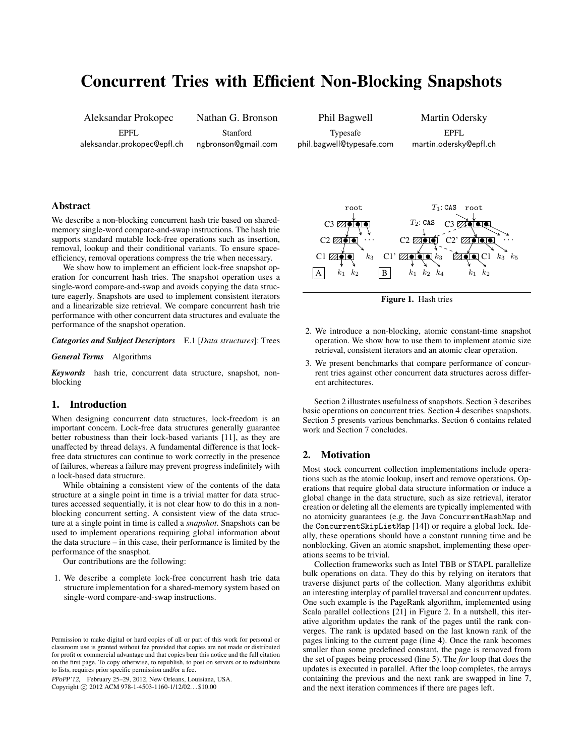# Concurrent Tries with Efficient Non-Blocking Snapshots

Aleksandar Prokopec
EPFL
aleksandar.prokopec@epfl.ch

Nathan G. Bronson
Stanford
ngbronson@gmail.com

Phil Bagwell
Typesafe
phil.bagwell@typesafe.com

Martin Odersky
EPFL
martin.odersky@epfl.ch

## Abstract

We describe a non-blocking concurrent hash trie based on shared-memory single-word compare-and-swap instructions. The hash trie supports standard mutable lock-free operations such as insertion, removal, lookup and their conditional variants. To ensure space-efficiency, removal operations compress the trie when necessary.

We show how to implement an efficient lock-free snapshot operation for concurrent hash tries. The snapshot operation uses a single-word compare-and-swap and avoids copying the data structure eagerly. Snapshots are used to implement consistent iterators and a linearizable size retrieval. We compare concurrent hash trie performance with other concurrent data structures and evaluate the performance of the snapshot operation.

***Categories and Subject Descriptors*** E.1 [*Data structures*]: Trees

***General Terms*** Algorithms

***Keywords*** hash trie, concurrent data structure, snapshot, non-blocking

## 1. Introduction

When designing concurrent data structures, lock-freedom is an important concern. Lock-free data structures generally guarantee better robustness than their lock-based variants [11], as they are unaffected by thread delays. A fundamental difference is that lock-free data structures can continue to work correctly in the presence of failures, whereas a failure may prevent progress indefinitely with a lock-based data structure.

While obtaining a consistent view of the contents of the data structure at a single point in time is a trivial matter for data structures accessed sequentially, it is not clear how to do this in a non-blocking concurrent setting. A consistent view of the data structure at a single point in time is called a *snapshot*. Snapshots can be used to implement operations requiring global information about the data structure – in this case, their performance is limited by the performance of the snapshot.

Our contributions are the following:

1. We describe a complete lock-free concurrent hash trie data structure implementation for a shared-memory system based on single-word compare-and-swap instructions.
2. We introduce a non-blocking, atomic constant-time snapshot operation. We show how to use them to implement atomic size retrieval, consistent iterators and an atomic clear operation.
3. We present benchmarks that compare performance of concurrent tries against other concurrent data structures across different architectures.

**Figure 1.** Hash tries

Section 2 illustrates usefulness of snapshots. Section 3 describes basic operations on concurrent tries. Section 4 describes snapshots. Section 5 presents various benchmarks. Section 6 contains related work and Section 7 concludes.

## 2. Motivation

Most stock concurrent collection implementations include operations such as the atomic lookup, insert and remove operations. Operations that require global data structure information or induce a global change in the data structure, such as size retrieval, iterator creation or deleting all the elements are typically implemented with no atomicity guarantees (e.g. the Java `ConcurrentHashMap` and the `ConcurrentSkipListMap` [14]) or require a global lock. Ideally, these operations should have a constant running time and be nonblocking. Given an atomic snapshot, implementing these operations seems to be trivial.

Collection frameworks such as Intel TBB or STAPL parallelize bulk operations on data. They do this by relying on iterators that traverse disjunct parts of the collection. Many algorithms exhibit an interesting interplay of parallel traversal and concurrent updates. One such example is the PageRank algorithm, implemented using Scala parallel collections [21] in Figure 2. In a nutshell, this iterative algorithm updates the rank of the pages until the rank converges. The rank is updated based on the last known rank of the pages linking to the current page (line 4). Once the rank becomes smaller than some predefined constant, the page is removed from the set of pages being processed (line 5). The *for* loop that does the updates is executed in parallel. After the loop completes, the arrays containing the previous and the next rank are swapped in line 7, and the next iteration commences if there are pages left.

Permission to make digital or hard copies of all or part of this work for personal or classroom use is granted without fee provided that copies are not made or distributed for profit or commercial advantage and that copies bear this notice and the full citation on the first page. To copy otherwise, to republish, to post on servers or to redistribute to lists, requires prior specific permission and/or a fee.

*PPoPP'12,* February 25–29, 2012, New Orleans, Louisiana, USA.
Copyright © 2012 ACM 978-1-4503-1160-1/12/02. . . $10.00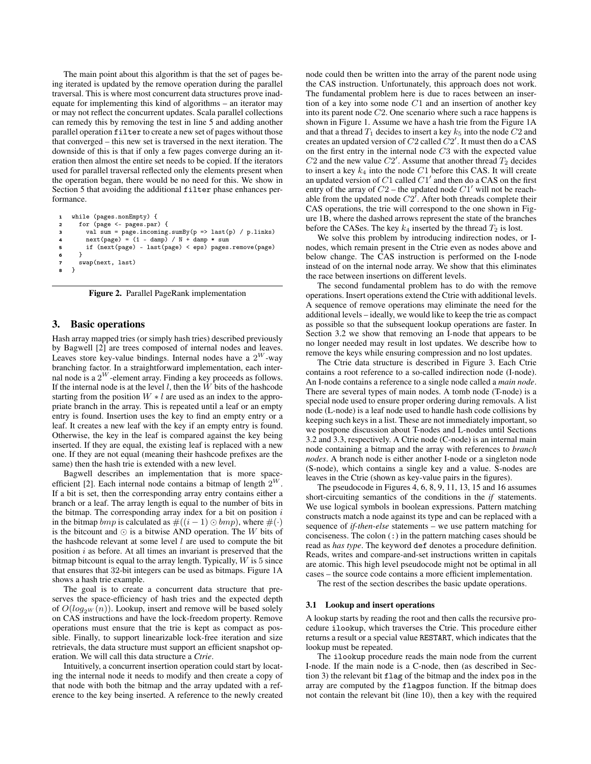The main point about this algorithm is that the set of pages being iterated is updated by the remove operation during the parallel traversal. This is where most concurrent data structures prove inadequate for implementing this kind of algorithms – an iterator may or may not reflect the concurrent updates. Scala parallel collections can remedy this by removing the test in line 5 and adding another parallel operation `filter` to create a new set of pages without those that converged – this new set is traversed in the next iteration. The downside of this is that if only a few pages converge during an iteration then almost the entire set needs to be copied. If the iterators used for parallel traversal reflected only the elements present when the operation began, there would be no need for this. We show in Section 5 that avoiding the additional `filter` phase enhances performance.

```
1  while (pages.nonEmpty) {
2    for (page <- pages.par) {
3      val sum = page.incoming.sumBy(p => last(p) / p.links)
4      next(page) = (1 - damp) / N + damp * sum
5      if (next(page) - last(page) < eps) pages.remove(page)
6    }
7    swap(next, last)
8  }
```

**Figure 2.** Parallel PageRank implementation

## 3. Basic operations

Hash array mapped tries (or simply hash tries) described previously by Bagwell [2] are trees composed of internal nodes and leaves. Leaves store key-value bindings. Internal nodes have a $2^W$-way branching factor. In a straightforward implementation, each internal node is a $2^W$-element array. Finding a key proceeds as follows. If the internal node is at the level $l$, then the $W$ bits of the hashcode starting from the position $W * l$ are used as an index to the appropriate branch in the array. This is repeated until a leaf or an empty entry is found. Insertion uses the key to find an empty entry or a leaf. It creates a new leaf with the key if an empty entry is found. Otherwise, the key in the leaf is compared against the key being inserted. If they are equal, the existing leaf is replaced with a new one. If they are not equal (meaning their hashcode prefixes are the same) then the hash trie is extended with a new level.

Bagwell describes an implementation that is more space-efficient [2]. Each internal node contains a bitmap of length $2^W$. If a bit is set, then the corresponding array entry contains either a branch or a leaf. The array length is equal to the number of bits in the bitmap. The corresponding array index for a bit on position $i$ in the bitmap $bmp$ is calculated as $\#((i-1) \odot bmp)$, where $\#(\cdot)$ is the bitcount and $\odot$ is a bitwise AND operation. The $W$ bits of the hashcode relevant at some level $l$ are used to compute the bit position $i$ as before. At all times an invariant is preserved that the bitmap bitcount is equal to the array length. Typically, $W$ is 5 since that ensures that 32-bit integers can be used as bitmaps. Figure 1A shows a hash trie example.

The goal is to create a concurrent data structure that preserves the space-efficiency of hash tries and the expected depth of $O(log_{2^W}(n))$. Lookup, insert and remove will be based solely on CAS instructions and have the lock-freedom property. Remove operations must ensure that the trie is kept as compact as possible. Finally, to support linearizable lock-free iteration and size retrievals, the data structure must support an efficient snapshot operation. We will call this data structure a *Ctrie*.

Intuitively, a concurrent insertion operation could start by locating the internal node it needs to modify and then create a copy of that node with both the bitmap and the array updated with a reference to the key being inserted. A reference to the newly created node could then be written into the array of the parent node using the CAS instruction. Unfortunately, this approach does not work. The fundamental problem here is due to races between an insertion of a key into some node $C1$ and an insertion of another key into its parent node $C2$. One scenario where such a race happens is shown in Figure 1. Assume we have a hash trie from the Figure 1A and that a thread $T_1$ decides to insert a key $k_5$ into the node $C2$ and creates an updated version of $C2$ called $C2'$. It must then do a CAS on the first entry in the internal node $C3$ with the expected value $C2$ and the new value $C2'$. Assume that another thread $T_2$ decides to insert a key $k_4$ into the node $C1$ before this CAS. It will create an updated version of $C1$ called $C1'$ and then do a CAS on the first entry of the array of $C2$ – the updated node $C1'$ will not be reachable from the updated node $C2'$. After both threads complete their CAS operations, the trie will correspond to the one shown in Figure 1B, where the dashed arrows represent the state of the branches before the CASes. The key $k_4$ inserted by the thread $T_2$ is lost.

We solve this problem by introducing indirection nodes, or I-nodes, which remain present in the Ctrie even as nodes above and below change. The CAS instruction is performed on the I-node instead of on the internal node array. We show that this eliminates the race between insertions on different levels.

The second fundamental problem has to do with the remove operations. Insert operations extend the Ctrie with additional levels. A sequence of remove operations may eliminate the need for the additional levels – ideally, we would like to keep the trie as compact as possible so that the subsequent lookup operations are faster. In Section 3.2 we show that removing an I-node that appears to be no longer needed may result in lost updates. We describe how to remove the keys while ensuring compression and no lost updates.

The Ctrie data structure is described in Figure 3. Each Ctrie contains a root reference to a so-called indirection node (I-node). An I-node contains a reference to a single node called a *main node*. There are several types of main nodes. A tomb node (T-node) is a special node used to ensure proper ordering during removals. A list node (L-node) is a leaf node used to handle hash code collisions by keeping such keys in a list. These are not immediately important, so we postpone discussion about T-nodes and L-nodes until Sections 3.2 and 3.3, respectively. A Ctrie node (C-node) is an internal main node containing a bitmap and the array with references to *branch nodes*. A branch node is either another I-node or a singleton node (S-node), which contains a single key and a value. S-nodes are leaves in the Ctrie (shown as key-value pairs in the figures).

The pseudocode in Figures 4, 6, 8, 9, 11, 13, 15 and 16 assumes short-circuiting semantics of the conditions in the *if* statements. We use logical symbols in boolean expressions. Pattern matching constructs match a node against its type and can be replaced with a sequence of *if-then-else* statements – we use pattern matching for conciseness. The colon (`:`) in the pattern matching cases should be read as *has type*. The keyword `def` denotes a procedure definition. Reads, writes and compare-and-set instructions written in capitals are atomic. This high level pseudocode might not be optimal in all cases – the source code contains a more efficient implementation.

The rest of the section describes the basic update operations.

### 3.1 Lookup and insert operations

A lookup starts by reading the root and then calls the recursive procedure `ilookup`, which traverses the Ctrie. This procedure either returns a result or a special value `RESTART`, which indicates that the lookup must be repeated.

The `ilookup` procedure reads the main node from the current I-node. If the main node is a C-node, then (as described in Section 3) the relevant bit `flag` of the bitmap and the index `pos` in the array are computed by the `flagpos` function. If the bitmap does not contain the relevant bit (line 10), then a key with the required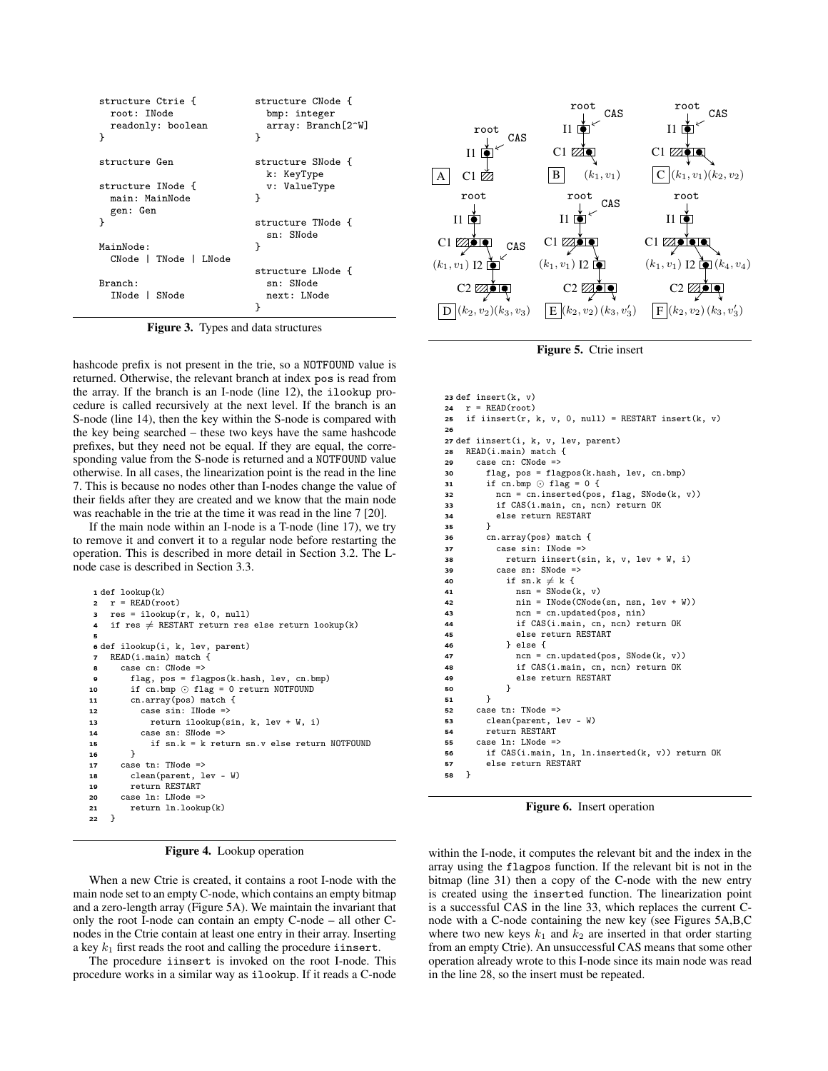```
structure Ctrie {
  root: INode
  readonly: boolean
}

structure Gen

structure INode {
  main: MainNode
  gen: Gen
}

MainNode:
  CNode | TNode | LNode

Branch:
  INode | SNode

structure CNode {
  bmp: integer
  array: Branch[2^W]
}

structure SNode {
  k: KeyType
  v: ValueType
}

structure TNode {
  sn: SNode
}

structure LNode {
  sn: SNode
  next: LNode
}
```

**Figure 3.** Types and data structures

hashcode prefix is not present in the trie, so a NOTFOUND value is returned. Otherwise, the relevant branch at index pos is read from the array. If the branch is an I-node (line 12), the ilookup procedure is called recursively at the next level. If the branch is an S-node (line 14), then the key within the S-node is compared with the key being searched – these two keys have the same hashcode prefixes, but they need not be equal. If they are equal, the corresponding value from the S-node is returned and a NOTFOUND value otherwise. In all cases, the linearization point is the read in the line 7. This is because no nodes other than I-nodes change the value of their fields after they are created and we know that the main node was reachable in the trie at the time it was read in the line 7 [20].

If the main node within an I-node is a T-node (line 17), we try to remove it and convert it to a regular node before restarting the operation. This is described in more detail in Section 3.2. The L-node case is described in Section 3.3.

```
 1 def lookup(k)
 2   r = READ(root)
 3   res = ilookup(r, k, 0, null)
 4   if res ≠ RESTART return res else return lookup(k)
 5
 6 def ilookup(i, k, lev, parent)
 7   READ(i.main) match {
 8     case cn: CNode =>
 9       flag, pos = flagpos(k.hash, lev, cn.bmp)
10       if cn.bmp ⊙ flag = 0 return NOTFOUND
11       cn.array(pos) match {
12         case sin: INode =>
13           return ilookup(sin, k, lev + W, i)
14         case sn: SNode =>
15           if sn.k = k return sn.v else return NOTFOUND
16       }
17     case tn: TNode =>
18       clean(parent, lev - W)
19       return RESTART
20     case ln: LNode =>
21       return ln.lookup(k)
22   }
```

**Figure 4.** Lookup operation

When a new Ctrie is created, it contains a root I-node with the main node set to an empty C-node, which contains an empty bitmap and a zero-length array (Figure 5A). We maintain the invariant that only the root I-node can contain an empty C-node – all other C-nodes in the Ctrie contain at least one entry in their array. Inserting a key $k_1$ first reads the root and calling the procedure iinsert.

The procedure iinsert is invoked on the root I-node. This procedure works in a similar way as ilookup. If it reads a C-node

**Figure 5.** Ctrie insert

```
23 def insert(k, v)
24   r = READ(root)
25   if iinsert(r, k, v, 0, null) = RESTART insert(k, v)
26
27 def iinsert(i, k, v, lev, parent)
28   READ(i.main) match {
29     case cn: CNode =>
30       flag, pos = flagpos(k.hash, lev, cn.bmp)
31       if cn.bmp ⊙ flag = 0 {
32         ncn = cn.inserted(pos, flag, SNode(k, v))
33         if CAS(i.main, cn, ncn) return OK
34         else return RESTART
35       }
36       cn.array(pos) match {
37         case sin: INode =>
38           return iinsert(sin, k, v, lev + W, i)
39         case sn: SNode =>
40           if sn.k ≠ k {
41             nsn = SNode(k, v)
42             nin = INode(CNode(sn, nsn, lev + W))
43             ncn = cn.updated(pos, nin)
44             if CAS(i.main, cn, ncn) return OK
45             else return RESTART
46           } else {
47             ncn = cn.updated(pos, SNode(k, v))
48             if CAS(i.main, cn, ncn) return OK
49             else return RESTART
50           }
51       }
52     case tn: TNode =>
53       clean(parent, lev - W)
54       return RESTART
55     case ln: LNode =>
56       if CAS(i.main, ln, ln.inserted(k, v)) return OK
57       else return RESTART
58   }
```

**Figure 6.** Insert operation

within the I-node, it computes the relevant bit and the index in the array using the flagpos function. If the relevant bit is not in the bitmap (line 31) then a copy of the C-node with the new entry is created using the inserted function. The linearization point is a successful CAS in the line 33, which replaces the current C-node with a C-node containing the new key (see Figures 5A,B,C where two new keys $k_1$ and $k_2$ are inserted in that order starting from an empty Ctrie). An unsuccessful CAS means that some other operation already wrote to this I-node since its main node was read in the line 28, so the insert must be repeated.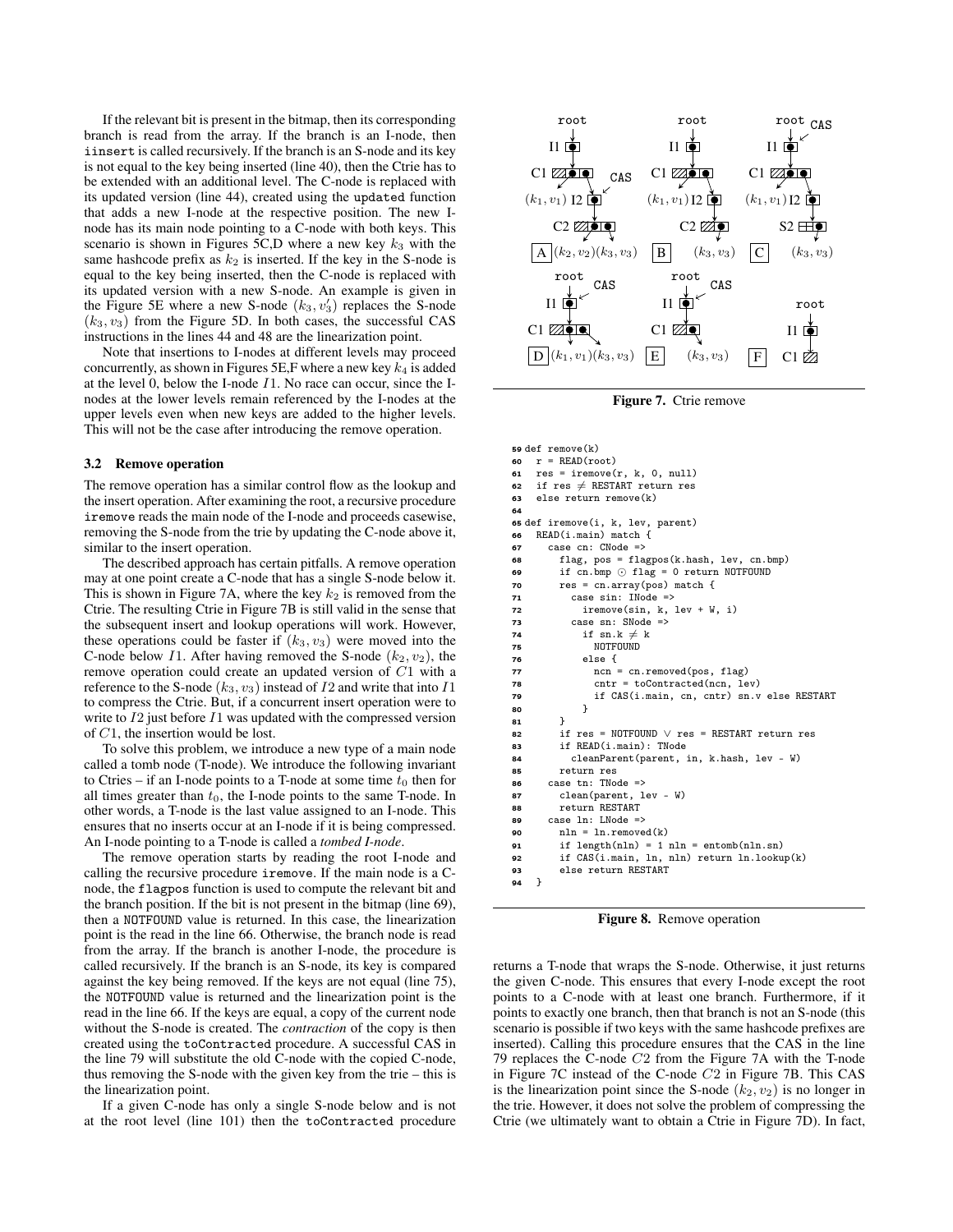If the relevant bit is present in the bitmap, then its corresponding branch is read from the array. If the branch is an I-node, then `iinsert` is called recursively. If the branch is an S-node and its key is not equal to the key being inserted (line 40), then the Ctrie has to be extended with an additional level. The C-node is replaced with its updated version (line 44), created using the `updated` function that adds a new I-node at the respective position. The new I-node has its main node pointing to a C-node with both keys. This scenario is shown in Figures 5C,D where a new key $k_3$ with the same hashcode prefix as $k_2$ is inserted. If the key in the S-node is equal to the key being inserted, then the C-node is replaced with its updated version with a new S-node. An example is given in the Figure 5E where a new S-node $(k_3, v_3')$ replaces the S-node $(k_3, v_3)$ from the Figure 5D. In both cases, the successful CAS instructions in the lines 44 and 48 are the linearization point.

Note that insertions to I-nodes at different levels may proceed concurrently, as shown in Figures 5E,F where a new key $k_4$ is added at the level 0, below the I-node $I1$. No race can occur, since the I-nodes at the lower levels remain referenced by the I-nodes at the upper levels even when new keys are added to the higher levels. This will not be the case after introducing the remove operation.

### 3.2 Remove operation

The remove operation has a similar control flow as the lookup and the insert operation. After examining the root, a recursive procedure `iremove` reads the main node of the I-node and proceeds casewise, removing the S-node from the trie by updating the C-node above it, similar to the insert operation.

The described approach has certain pitfalls. A remove operation may at one point create a C-node that has a single S-node below it. This is shown in Figure 7A, where the key $k_2$ is removed from the Ctrie. The resulting Ctrie in Figure 7B is still valid in the sense that the subsequent insert and lookup operations will work. However, these operations could be faster if $(k_3, v_3)$ were moved into the C-node below $I1$. After having removed the S-node $(k_2, v_2)$, the remove operation could create an updated version of $C1$ with a reference to the S-node $(k_3, v_3)$ instead of $I2$ and write that into $I1$ to compress the Ctrie. But, if a concurrent insert operation were to write to $I2$ just before $I1$ was updated with the compressed version of $C1$, the insertion would be lost.

To solve this problem, we introduce a new type of a main node called a tomb node (T-node). We introduce the following invariant to Ctries – if an I-node points to a T-node at some time $t_0$ then for all times greater than $t_0$, the I-node points to the same T-node. In other words, a T-node is the last value assigned to an I-node. This ensures that no inserts occur at an I-node if it is being compressed. An I-node pointing to a T-node is called a *tombed I-node*.

The remove operation starts by reading the root I-node and calling the recursive procedure `iremove`. If the main node is a C-node, the `flagpos` function is used to compute the relevant bit and the branch position. If the bit is not present in the bitmap (line 69), then a `NOTFOUND` value is returned. In this case, the linearization point is the read in the line 66. Otherwise, the branch node is read from the array. If the branch is another I-node, the procedure is called recursively. If the branch is an S-node, its key is compared against the key being removed. If the keys are not equal (line 75), the `NOTFOUND` value is returned and the linearization point is the read in the line 66. If the keys are equal, a copy of the current node without the S-node is created. The *contraction* of the copy is then created using the `toContracted` procedure. A successful CAS in the line 79 will substitute the old C-node with the copied C-node, thus removing the S-node with the given key from the trie – this is the linearization point.

If a given C-node has only a single S-node below and is not at the root level (line 101) then the `toContracted` procedure returns a T-node that wraps the S-node. Otherwise, it just returns the given C-node. This ensures that every I-node except the root points to a C-node with at least one branch. Furthermore, if it points to exactly one branch, then that branch is not an S-node (this scenario is possible if two keys with the same hashcode prefixes are inserted). Calling this procedure ensures that the CAS in the line 79 replaces the C-node $C2$ from the Figure 7A with the T-node in Figure 7C instead of the C-node $C2$ in Figure 7B. This CAS is the linearization point since the S-node $(k_2, v_2)$ is no longer in the trie. However, it does not solve the problem of compressing the Ctrie (we ultimately want to obtain a Ctrie in Figure 7D). In fact,

**Figure 7.** Ctrie remove

```
59 def remove(k)
60   r = READ(root)
61   res = iremove(r, k, 0, null)
62   if res ≠ RESTART return res
63   else return remove(k)
64
65 def iremove(i, k, lev, parent)
66   READ(i.main) match {
67     case cn: CNode =>
68       flag, pos = flagpos(k.hash, lev, cn.bmp)
69       if cn.bmp ⊙ flag = 0 return NOTFOUND
70       res = cn.array(pos) match {
71         case sin: INode =>
72           iremove(sin, k, lev + W, i)
73         case sn: SNode =>
74           if sn.k ≠ k
75             NOTFOUND
76           else {
77             ncn = cn.removed(pos, flag)
78             cntr = toContracted(ncn, lev)
79             if CAS(i.main, cn, cntr) sn.v else RESTART
80           }
81       }
82       if res = NOTFOUND ∨ res = RESTART return res
83       if READ(i.main): TNode
84         cleanParent(parent, in, k.hash, lev - W)
85       return res
86     case tn: TNode =>
87       clean(parent, lev - W)
88       return RESTART
89     case ln: LNode =>
90       nln = ln.removed(k)
91       if length(nln) = 1 nln = entomb(nln.sn)
92       if CAS(i.main, ln, nln) return ln.lookup(k)
93       else return RESTART
94   }
```

**Figure 8.** Remove operation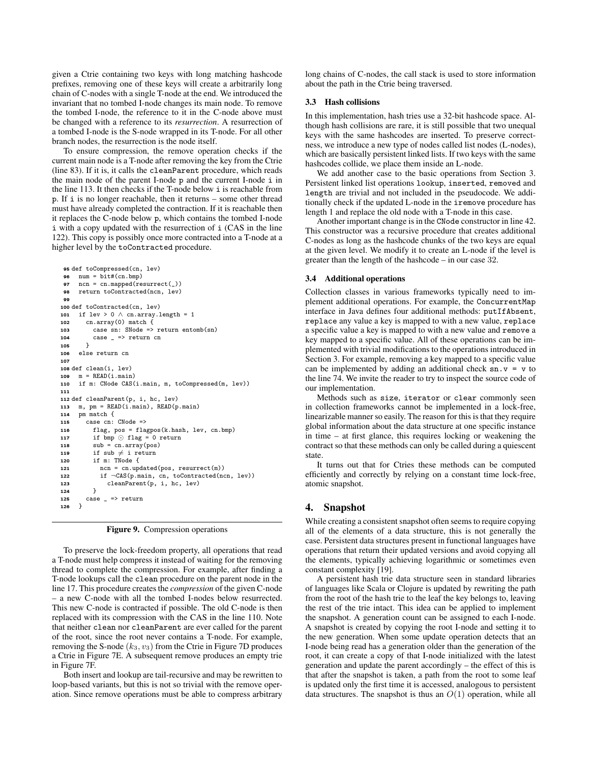given a Ctrie containing two keys with long matching hashcode prefixes, removing one of these keys will create a arbitrarily long chain of C-nodes with a single T-node at the end. We introduced the invariant that no tombed I-node changes its main node. To remove the tombed I-node, the reference to it in the C-node above must be changed with a reference to its *resurrection*. A resurrection of a tombed I-node is the S-node wrapped in its T-node. For all other branch nodes, the resurrection is the node itself.

To ensure compression, the remove operation checks if the current main node is a T-node after removing the key from the Ctrie (line 83). If it is, it calls the `cleanParent` procedure, which reads the main node of the parent I-node `p` and the current I-node `i` in the line 113. It then checks if the T-node below `i` is reachable from `p`. If `i` is no longer reachable, then it returns – some other thread must have already completed the contraction. If it is reachable then it replaces the C-node below `p`, which contains the tombed I-node `i` with a copy updated with the resurrection of `i` (CAS in the line 122). This copy is possibly once more contracted into a T-node at a higher level by the `toContracted` procedure.

```
95 def toCompressed(cn, lev)
96   num = bit#(cn.bmp)
97   ncn = cn.mapped(resurrect(_))
98   return toContracted(ncn, lev)
99
100 def toContracted(cn, lev)
101   if lev > 0 ∧ cn.array.length = 1
102     cn.array(0) match {
103       case sn: SNode => return entomb(sn)
104       case _ => return cn
105     }
106   else return cn
107
108 def clean(i, lev)
109   m = READ(i.main)
110   if m: CNode CAS(i.main, m, toCompressed(m, lev))
111
112 def cleanParent(p, i, hc, lev)
113   m, pm = READ(i.main), READ(p.main)
114   pm match {
115     case cn: CNode =>
116       flag, pos = flagpos(k.hash, lev, cn.bmp)
117       if bmp ⊙ flag = 0 return
118       sub = cn.array(pos)
119       if sub ≠ i return
120       if m: TNode {
121         ncn = cn.updated(pos, resurrect(m))
122         if ¬CAS(p.main, cn, toContracted(ncn, lev))
123           cleanParent(p, i, hc, lev)
124       }
125     case _ => return
126   }
```

**Figure 9.** Compression operations

To preserve the lock-freedom property, all operations that read a T-node must help compress it instead of waiting for the removing thread to complete the compression. For example, after finding a T-node lookups call the `clean` procedure on the parent node in the line 17. This procedure creates the *compression* of the given C-node – a new C-node with all the tombed I-nodes below resurrected. This new C-node is contracted if possible. The old C-node is then replaced with its compression with the CAS in the line 110. Note that neither `clean` nor `cleanParent` are ever called for the parent of the root, since the root never contains a T-node. For example, removing the S-node $(k_3, v_3)$ from the Ctrie in Figure 7D produces a Ctrie in Figure 7E. A subsequent remove produces an empty trie in Figure 7F.

Both insert and lookup are tail-recursive and may be rewritten to loop-based variants, but this is not so trivial with the remove operation. Since remove operations must be able to compress arbitrary long chains of C-nodes, the call stack is used to store information about the path in the Ctrie being traversed.

### 3.3 Hash collisions

In this implementation, hash tries use a 32-bit hashcode space. Although hash collisions are rare, it is still possible that two unequal keys with the same hashcodes are inserted. To preserve correctness, we introduce a new type of nodes called list nodes (L-nodes), which are basically persistent linked lists. If two keys with the same hashcodes collide, we place them inside an L-node.

We add another case to the basic operations from Section 3. Persistent linked list operations `lookup`, `inserted`, `removed` and `length` are trivial and not included in the pseudocode. We additionally check if the updated L-node in the `iremove` procedure has length 1 and replace the old node with a T-node in this case.

Another important change is in the `CNode` constructor in line 42. This constructor was a recursive procedure that creates additional C-nodes as long as the hashcode chunks of the two keys are equal at the given level. We modify it to create an L-node if the level is greater than the length of the hashcode – in our case 32.

### 3.4 Additional operations

Collection classes in various frameworks typically need to implement additional operations. For example, the `ConcurrentMap` interface in Java defines four additional methods: `putIfAbsent`, `replace` any value a key is mapped to with a new value, `replace` a specific value a key is mapped to with a new value and `remove` a key mapped to a specific value. All of these operations can be implemented with trivial modifications to the operations introduced in Section 3. For example, removing a key mapped to a specific value can be implemented by adding an additional check `sn.v = v` to the line 74. We invite the reader to try to inspect the source code of our implementation.

Methods such as `size`, `iterator` or `clear` commonly seen in collection frameworks cannot be implemented in a lock-free, linearizable manner so easily. The reason for this is that they require global information about the data structure at one specific instance in time – at first glance, this requires locking or weakening the contract so that these methods can only be called during a quiescent state.

It turns out that for Ctries these methods can be computed efficiently and correctly by relying on a constant time lock-free, atomic snapshot.

## 4. Snapshot

While creating a consistent snapshot often seems to require copying all of the elements of a data structure, this is not generally the case. Persistent data structures present in functional languages have operations that return their updated versions and avoid copying all the elements, typically achieving logarithmic or sometimes even constant complexity [19].

A persistent hash trie data structure seen in standard libraries of languages like Scala or Clojure is updated by rewriting the path from the root of the hash trie to the leaf the key belongs to, leaving the rest of the trie intact. This idea can be applied to implement the snapshot. A generation count can be assigned to each I-node. A snapshot is created by copying the root I-node and setting it to the new generation. When some update operation detects that an I-node being read has a generation older than the generation of the root, it can create a copy of that I-node initialized with the latest generation and update the parent accordingly – the effect of this is that after the snapshot is taken, a path from the root to some leaf is updated only the first time it is accessed, analogous to persistent data structures. The snapshot is thus an $O(1)$ operation, while all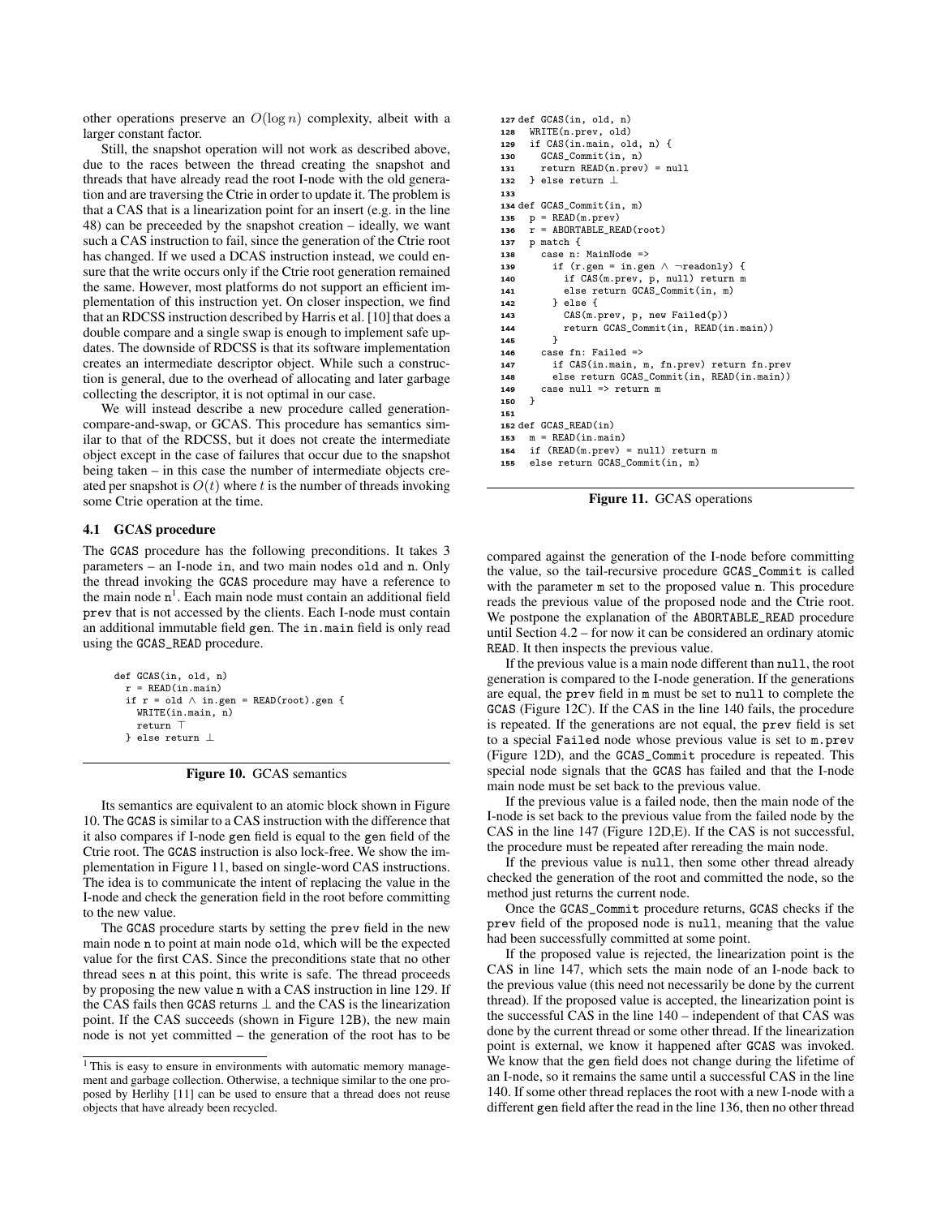other operations preserve an $O(\log n)$ complexity, albeit with a larger constant factor.

Still, the snapshot operation will not work as described above, due to the races between the thread creating the snapshot and threads that have already read the root I-node with the old generation and are traversing the Ctrie in order to update it. The problem is that a CAS that is a linearization point for an insert (e.g. in the line 48) can be preceeded by the snapshot creation – ideally, we want such a CAS instruction to fail, since the generation of the Ctrie root has changed. If we used a DCAS instruction instead, we could ensure that the write occurs only if the Ctrie root generation remained the same. However, most platforms do not support an efficient implementation of this instruction yet. On closer inspection, we find that an RDCSS instruction described by Harris et al. [10] that does a double compare and a single swap is enough to implement safe updates. The downside of RDCSS is that its software implementation creates an intermediate descriptor object. While such a construction is general, due to the overhead of allocating and later garbage collecting the descriptor, it is not optimal in our case.

We will instead describe a new procedure called generation-compare-and-swap, or GCAS. This procedure has semantics similar to that of the RDCSS, but it does not create the intermediate object except in the case of failures that occur due to the snapshot being taken – in this case the number of intermediate objects created per snapshot is $O(t)$ where $t$ is the number of threads invoking some Ctrie operation at the time.

### 4.1 GCAS procedure

The GCAS procedure has the following preconditions. It takes 3 parameters – an I-node in, and two main nodes old and n. Only the thread invoking the GCAS procedure may have a reference to the main node n[1]. Each main node must contain an additional field prev that is not accessed by the clients. Each I-node must contain an additional immutable field gen. The in.main field is only read using the GCAS_READ procedure.

```
def GCAS(in, old, n)
  r = READ(in.main)
  if r = old ∧ in.gen = READ(root).gen {
    WRITE(in.main, n)
    return ⊤
  } else return ⊥
```

**Figure 10.** GCAS semantics

Its semantics are equivalent to an atomic block shown in Figure 10. The GCAS is similar to a CAS instruction with the difference that it also compares if I-node gen field is equal to the gen field of the Ctrie root. The GCAS instruction is also lock-free. We show the implementation in Figure 11, based on single-word CAS instructions. The idea is to communicate the intent of replacing the value in the I-node and check the generation field in the root before committing to the new value.

The GCAS procedure starts by setting the prev field in the new main node n to point at main node old, which will be the expected value for the first CAS. Since the preconditions state that no other thread sees n at this point, this write is safe. The thread proceeds by proposing the new value n with a CAS instruction in line 129. If the CAS fails then GCAS returns ⊥ and the CAS is the linearization point. If the CAS succeeds (shown in Figure 12B), the new main node is not yet committed – the generation of the root has to be compared against the generation of the I-node before committing the value, so the tail-recursive procedure GCAS_Commit is called with the parameter m set to the proposed value n. This procedure reads the previous value of the proposed node and the Ctrie root. We postpone the explanation of the ABORTABLE_READ procedure until Section 4.2 – for now it can be considered an ordinary atomic READ. It then inspects the previous value.

[1] This is easy to ensure in environments with automatic memory management and garbage collection. Otherwise, a technique similar to the one proposed by Herlihy [11] can be used to ensure that a thread does not reuse objects that have already been recycled.

```
127 def GCAS(in, old, n)
128   WRITE(n.prev, old)
129   if CAS(in.main, old, n) {
130     GCAS_Commit(in, n)
131     return READ(n.prev) = null
132   } else return ⊥
133
134 def GCAS_Commit(in, m)
135   p = READ(m.prev)
136   r = ABORTABLE_READ(root)
137   p match {
138     case n: MainNode =>
139       if (r.gen = in.gen ∧ ¬readonly) {
140         if CAS(m.prev, p, null) return m
141         else return GCAS_Commit(in, m)
142       } else {
143         CAS(m.prev, p, new Failed(p))
144         return GCAS_Commit(in, READ(in.main))
145       }
146     case fn: Failed =>
147       if CAS(in.main, m, fn.prev) return fn.prev
148       else return GCAS_Commit(in, READ(in.main))
149     case null => return m
150   }
151
152 def GCAS_READ(in)
153   m = READ(in.main)
154   if (READ(m.prev) = null) return m
155   else return GCAS_Commit(in, m)
```

**Figure 11.** GCAS operations

If the previous value is a main node different than null, the root generation is compared to the I-node generation. If the generations are equal, the prev field in m must be set to null to complete the GCAS (Figure 12C). If the CAS in the line 140 fails, the procedure is repeated. If the generations are not equal, the prev field is set to a special Failed node whose previous value is set to m.prev (Figure 12D), and the GCAS_Commit procedure is repeated. This special node signals that the GCAS has failed and that the I-node main node must be set back to the previous value.

If the previous value is a failed node, then the main node of the I-node is set back to the previous value from the failed node by the CAS in the line 147 (Figure 12D,E). If the CAS is not successful, the procedure must be repeated after rereading the main node.

If the previous value is null, then some other thread already checked the generation of the root and committed the node, so the method just returns the current node.

Once the GCAS_Commit procedure returns, GCAS checks if the prev field of the proposed node is null, meaning that the value had been successfully committed at some point.

If the proposed value is rejected, the linearization point is the CAS in line 147, which sets the main node of an I-node back to the previous value (this need not necessarily be done by the current thread). If the proposed value is accepted, the linearization point is the successful CAS in the line 140 – independent of that CAS was done by the current thread or some other thread. If the linearization point is external, we know it happened after GCAS was invoked. We know that the gen field does not change during the lifetime of an I-node, so it remains the same until a successful CAS in the line 140. If some other thread replaces the root with a new I-node with a different gen field after the read in the line 136, then no other thread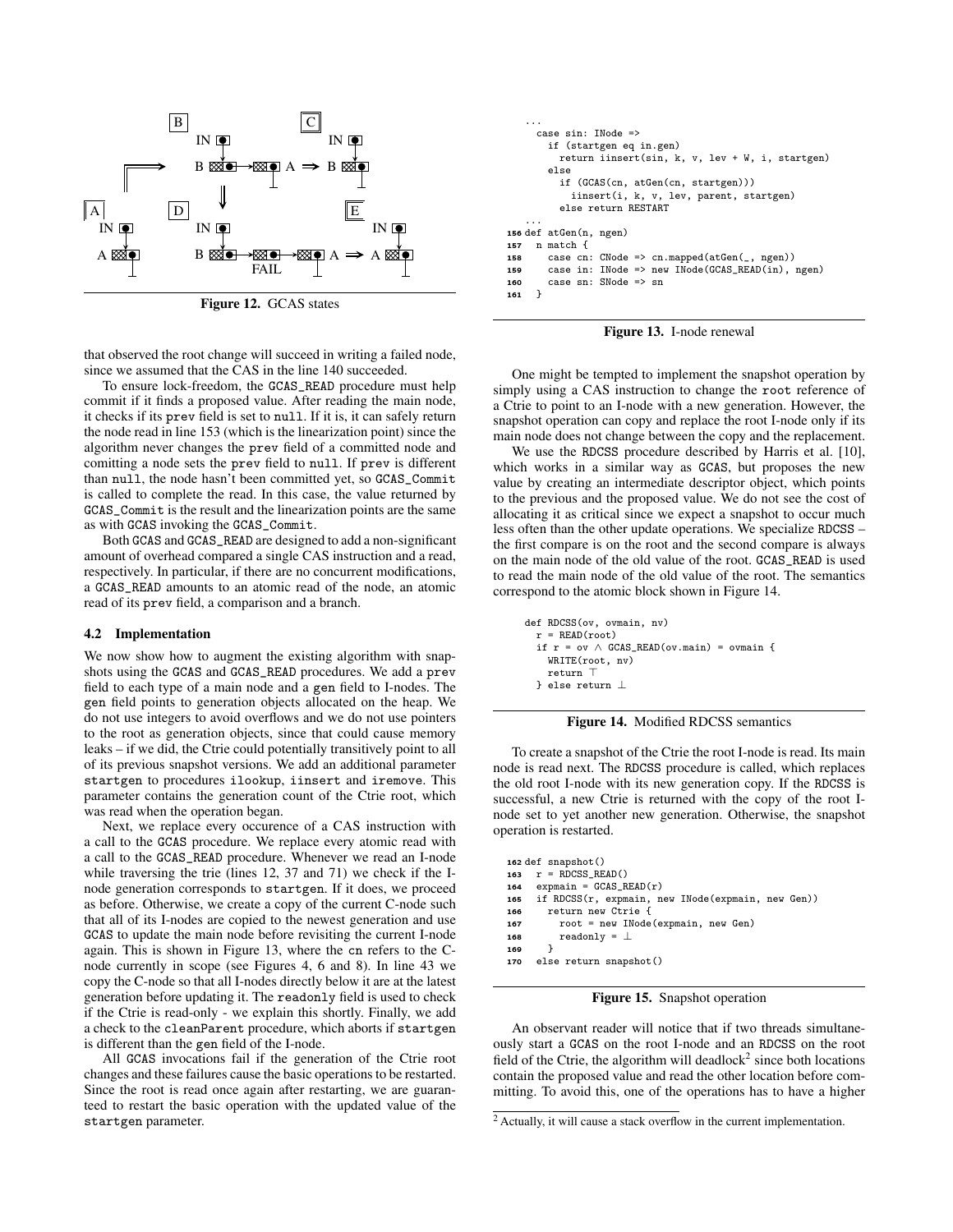Figure 12. GCAS states

that observed the root change will succeed in writing a failed node, since we assumed that the CAS in the line 140 succeeded.

To ensure lock-freedom, the GCAS_READ procedure must help commit if it finds a proposed value. After reading the main node, it checks if its prev field is set to null. If it is, it can safely return the node read in line 153 (which is the linearization point) since the algorithm never changes the prev field of a committed node and comitting a node sets the prev field to null. If prev is different than null, the node hasn't been committed yet, so GCAS_Commit is called to complete the read. In this case, the value returned by GCAS_Commit is the result and the linearization points are the same as with GCAS invoking the GCAS_Commit.

Both GCAS and GCAS_READ are designed to add a non-significant amount of overhead compared a single CAS instruction and a read, respectively. In particular, if there are no concurrent modifications, a GCAS_READ amounts to an atomic read of the node, an atomic read of its prev field, a comparison and a branch.

### 4.2 Implementation

We now show how to augment the existing algorithm with snapshots using the GCAS and GCAS_READ procedures. We add a prev field to each type of a main node and a gen field to I-nodes. The gen field points to generation objects allocated on the heap. We do not use integers to avoid overflows and we do not use pointers to the root as generation objects, since that could cause memory leaks – if we did, the Ctrie could potentially transitively point to all of its previous snapshot versions. We add an additional parameter startgen to procedures ilookup, iinsert and iremove. This parameter contains the generation count of the Ctrie root, which was read when the operation began.

Next, we replace every occurence of a CAS instruction with a call to the GCAS procedure. We replace every atomic read with a call to the GCAS_READ procedure. Whenever we read an I-node while traversing the trie (lines 12, 37 and 71) we check if the I-node generation corresponds to startgen. If it does, we proceed as before. Otherwise, we create a copy of the current C-node such that all of its I-nodes are copied to the newest generation and use GCAS to update the main node before revisiting the current I-node again. This is shown in Figure 13, where the cn refers to the C-node currently in scope (see Figures 4, 6 and 8). In line 43 we copy the C-node so that all I-nodes directly below it are at the latest generation before updating it. The readonly field is used to check if the Ctrie is read-only - we explain this shortly. Finally, we add a check to the cleanParent procedure, which aborts if startgen is different than the gen field of the I-node.

All GCAS invocations fail if the generation of the Ctrie root changes and these failures cause the basic operations to be restarted. Since the root is read once again after restarting, we are guaranteed to restart the basic operation with the updated value of the startgen parameter.

```
  ...
    case sin: INode =>
      if (startgen eq in.gen)
        return iinsert(sin, k, v, lev + W, i, startgen)
      else
        if (GCAS(cn, atGen(cn, startgen)))
          iinsert(i, k, v, lev, parent, startgen)
        else return RESTART
  ...
156 def atGen(n, ngen)
157   n match {
158     case cn: CNode => cn.mapped(atGen(_, ngen))
159     case in: INode => new INode(GCAS_READ(in), ngen)
160     case sn: SNode => sn
161   }
```

Figure 13. I-node renewal

One might be tempted to implement the snapshot operation by simply using a CAS instruction to change the root reference of a Ctrie to point to an I-node with a new generation. However, the snapshot operation can copy and replace the root I-node only if its main node does not change between the copy and the replacement.

We use the RDCSS procedure described by Harris et al. [10], which works in a similar way as GCAS, but proposes the new value by creating an intermediate descriptor object, which points to the previous and the proposed value. We do not see the cost of allocating it as critical since we expect a snapshot to occur much less often than the other update operations. We specialize RDCSS – the first compare is on the root and the second compare is always on the main node of the old value of the root. GCAS_READ is used to read the main node of the old value of the root. The semantics correspond to the atomic block shown in Figure 14.

```
def RDCSS(ov, ovmain, nv)
  r = READ(root)
  if r = ov ∧ GCAS_READ(ov.main) = ovmain {
    WRITE(root, nv)
    return ⊤
  } else return ⊥
```

Figure 14. Modified RDCSS semantics

To create a snapshot of the Ctrie the root I-node is read. Its main node is read next. The RDCSS procedure is called, which replaces the old root I-node with its new generation copy. If the RDCSS is successful, a new Ctrie is returned with the copy of the root I-node set to yet another new generation. Otherwise, the snapshot operation is restarted.

```
162 def snapshot()
163   r = RDCSS_READ()
164   expmain = GCAS_READ(r)
165   if RDCSS(r, expmain, new INode(expmain, new Gen))
166     return new Ctrie {
167       root = new INode(expmain, new Gen)
168       readonly = ⊥
169     }
170   else return snapshot()
```

Figure 15. Snapshot operation

An observant reader will notice that if two threads simultaneously start a GCAS on the root I-node and an RDCSS on the root field of the Ctrie, the algorithm will deadlock[2] since both locations contain the proposed value and read the other location before committing. To avoid this, one of the operations has to have a higher

[2] Actually, it will cause a stack overflow in the current implementation.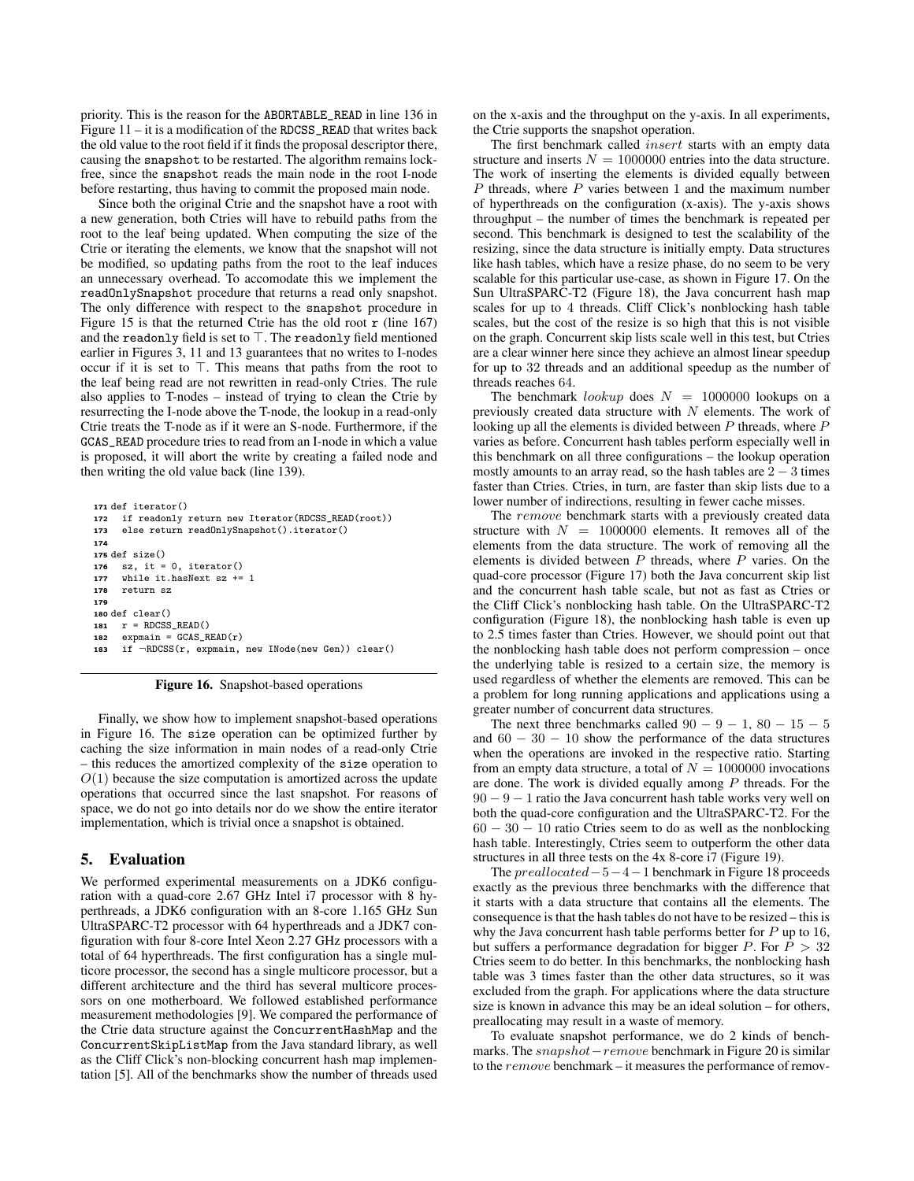priority. This is the reason for the ABORTABLE_READ in line 136 in Figure 11 – it is a modification of the RDCSS_READ that writes back the old value to the root field if it finds the proposal descriptor there, causing the snapshot to be restarted. The algorithm remains lock-free, since the snapshot reads the main node in the root I-node before restarting, thus having to commit the proposed main node.

Since both the original Ctrie and the snapshot have a root with a new generation, both Ctries will have to rebuild paths from the root to the leaf being updated. When computing the size of the Ctrie or iterating the elements, we know that the snapshot will not be modified, so updating paths from the root to the leaf induces an unnecessary overhead. To accomodate this we implement the readOnlySnapshot procedure that returns a read only snapshot. The only difference with respect to the snapshot procedure in Figure 15 is that the returned Ctrie has the old root r (line 167) and the readonly field is set to $\top$. The readonly field mentioned earlier in Figures 3, 11 and 13 guarantees that no writes to I-nodes occur if it is set to $\top$. This means that paths from the root to the leaf being read are not rewritten in read-only Ctries. The rule also applies to T-nodes – instead of trying to clean the Ctrie by resurrecting the I-node above the T-node, the lookup in a read-only Ctrie treats the T-node as if it were an S-node. Furthermore, if the GCAS_READ procedure tries to read from an I-node in which a value is proposed, it will abort the write by creating a failed node and then writing the old value back (line 139).

```
171 def iterator()
172   if readonly return new Iterator(RDCSS_READ(root))
173   else return readOnlySnapshot().iterator()
174
175 def size()
176   sz, it = 0, iterator()
177   while it.hasNext sz += 1
178   return sz
179
180 def clear()
181   r = RDCSS_READ()
182   expmain = GCAS_READ(r)
183   if ¬RDCSS(r, expmain, new INode(new Gen)) clear()
```

**Figure 16.** Snapshot-based operations

Finally, we show how to implement snapshot-based operations in Figure 16. The size operation can be optimized further by caching the size information in main nodes of a read-only Ctrie – this reduces the amortized complexity of the size operation to $O(1)$ because the size computation is amortized across the update operations that occurred since the last snapshot. For reasons of space, we do not go into details nor do we show the entire iterator implementation, which is trivial once a snapshot is obtained.

## 5. Evaluation

We performed experimental measurements on a JDK6 configuration with a quad-core 2.67 GHz Intel i7 processor with 8 hyperthreads, a JDK6 configuration with an 8-core 1.165 GHz Sun UltraSPARC-T2 processor with 64 hyperthreads and a JDK7 configuration with four 8-core Intel Xeon 2.27 GHz processors with a total of 64 hyperthreads. The first configuration has a single multicore processor, the second has a single multicore processor, but a different architecture and the third has several multicore processors on one motherboard. We followed established performance measurement methodologies [9]. We compared the performance of the Ctrie data structure against the ConcurrentHashMap and the ConcurrentSkipListMap from the Java standard library, as well as the Cliff Click's non-blocking concurrent hash map implementation [5]. All of the benchmarks show the number of threads used on the x-axis and the throughput on the y-axis. In all experiments, the Ctrie supports the snapshot operation.

The first benchmark called *insert* starts with an empty data structure and inserts $N = 1000000$ entries into the data structure. The work of inserting the elements is divided equally between $P$ threads, where $P$ varies between 1 and the maximum number of hyperthreads on the configuration (x-axis). The y-axis shows throughput – the number of times the benchmark is repeated per second. This benchmark is designed to test the scalability of the resizing, since the data structure is initially empty. Data structures like hash tables, which have a resize phase, do no seem to be very scalable for this particular use-case, as shown in Figure 17. On the Sun UltraSPARC-T2 (Figure 18), the Java concurrent hash map scales for up to 4 threads. Cliff Click's nonblocking hash table scales, but the cost of the resize is so high that this is not visible on the graph. Concurrent skip lists scale well in this test, but Ctries are a clear winner here since they achieve an almost linear speedup for up to 32 threads and an additional speedup as the number of threads reaches 64.

The benchmark *lookup* does $N = 1000000$ lookups on a previously created data structure with $N$ elements. The work of looking up all the elements is divided between $P$ threads, where $P$ varies as before. Concurrent hash tables perform especially well in this benchmark on all three configurations – the lookup operation mostly amounts to an array read, so the hash tables are $2-3$ times faster than Ctries. Ctries, in turn, are faster than skip lists due to a lower number of indirections, resulting in fewer cache misses.

The *remove* benchmark starts with a previously created data structure with $N = 1000000$ elements. It removes all of the elements from the data structure. The work of removing all the elements is divided between $P$ threads, where $P$ varies. On the quad-core processor (Figure 17) both the Java concurrent skip list and the concurrent hash table scale, but not as fast as Ctries or the Cliff Click's nonblocking hash table. On the UltraSPARC-T2 configuration (Figure 18), the nonblocking hash table is even up to 2.5 times faster than Ctries. However, we should point out that the nonblocking hash table does not perform compression – once the underlying table is resized to a certain size, the memory is used regardless of whether the elements are removed. This can be a problem for long running applications and applications using a greater number of concurrent data structures.

The next three benchmarks called $90-9-1$, $80-15-5$ and $60-30-10$ show the performance of the data structures when the operations are invoked in the respective ratio. Starting from an empty data structure, a total of $N = 1000000$ invocations are done. The work is divided equally among $P$ threads. For the $90-9-1$ ratio the Java concurrent hash table works very well on both the quad-core configuration and the UltraSPARC-T2. For the $60-30-10$ ratio Ctries seem to do as well as the nonblocking hash table. Interestingly, Ctries seem to outperform the other data structures in all three tests on the 4x 8-core i7 (Figure 19).

The *preallocated*$-5-4-1$ benchmark in Figure 18 proceeds exactly as the previous three benchmarks with the difference that it starts with a data structure that contains all the elements. The consequence is that the hash tables do not have to be resized – this is why the Java concurrent hash table performs better for $P$ up to 16, but suffers a performance degradation for bigger $P$. For $P > 32$ Ctries seem to do better. In this benchmarks, the nonblocking hash table was 3 times faster than the other data structures, so it was excluded from the graph. For applications where the data structure size is known in advance this may be an ideal solution – for others, preallocating may result in a waste of memory.

To evaluate snapshot performance, we do 2 kinds of benchmarks. The *snapshot*$-$*remove* benchmark in Figure 20 is similar to the *remove* benchmark – it measures the performance of remov-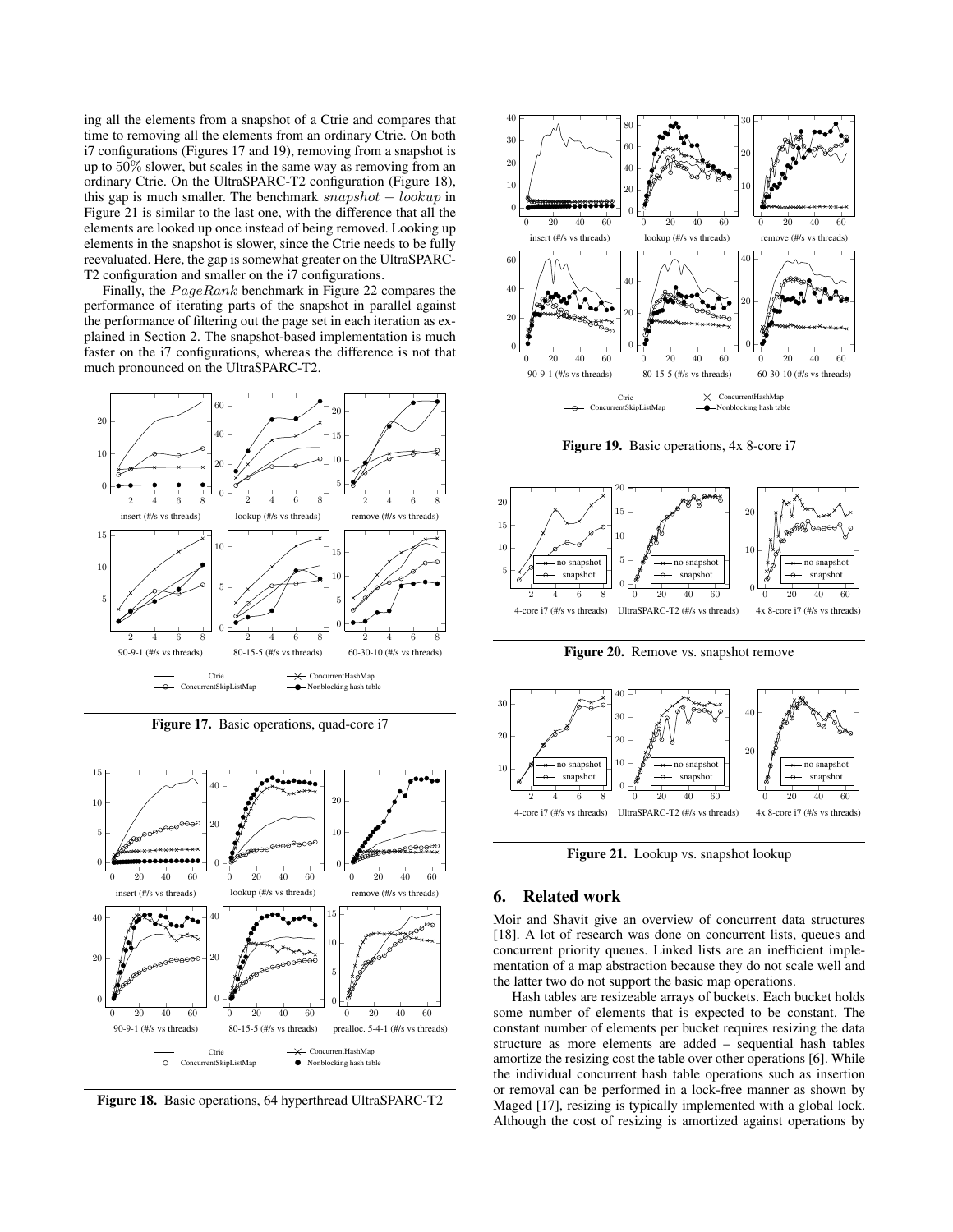ing all the elements from a snapshot of a Ctrie and compares that time to removing all the elements from an ordinary Ctrie. On both i7 configurations (Figures 17 and 19), removing from a snapshot is up to 50% slower, but scales in the same way as removing from an ordinary Ctrie. On the UltraSPARC-T2 configuration (Figure 18), this gap is much smaller. The benchmark $snapshot - lookup$ in Figure 21 is similar to the last one, with the difference that all the elements are looked up once instead of being removed. Looking up elements in the snapshot is slower, since the Ctrie needs to be fully reevaluated. Here, the gap is somewhat greater on the UltraSPARC-T2 configuration and smaller on the i7 configurations.

Finally, the $PageRank$ benchmark in Figure 22 compares the performance of iterating parts of the snapshot in parallel against the performance of filtering out the page set in each iteration as explained in Section 2. The snapshot-based implementation is much faster on the i7 configurations, whereas the difference is not that much pronounced on the UltraSPARC-T2.

**Figure 17.** Basic operations, quad-core i7

**Figure 18.** Basic operations, 64 hyperthread UltraSPARC-T2

**Figure 19.** Basic operations, 4x 8-core i7

**Figure 20.** Remove vs. snapshot remove

**Figure 21.** Lookup vs. snapshot lookup

## 6. Related work

Moir and Shavit give an overview of concurrent data structures [18]. A lot of research was done on concurrent lists, queues and concurrent priority queues. Linked lists are an inefficient implementation of a map abstraction because they do not scale well and the latter two do not support the basic map operations.

Hash tables are resizeable arrays of buckets. Each bucket holds some number of elements that is expected to be constant. The constant number of elements per bucket requires resizing the data structure as more elements are added – sequential hash tables amortize the resizing cost the table over other operations [6]. While the individual concurrent hash table operations such as insertion or removal can be performed in a lock-free manner as shown by Maged [17], resizing is typically implemented with a global lock. Although the cost of resizing is amortized against operations by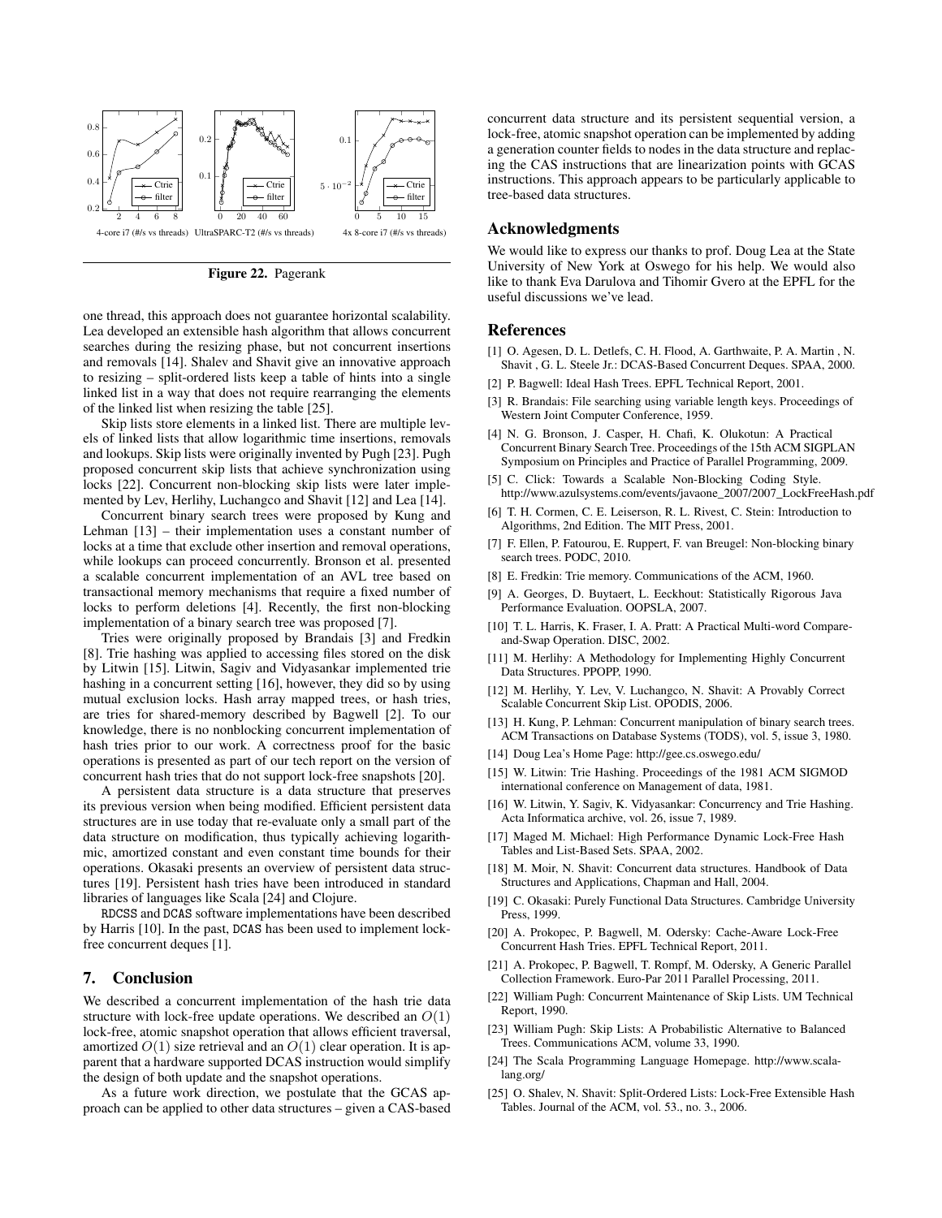0.8
0.6
0.4
0.2
2 4 6 8
Ctrie
filter
4-core i7 (#/s vs threads)

0.2
0.1
0 20 40 60
Ctrie
filter
UltraSPARC-T2 (#/s vs threads)

0.1
$5 \cdot 10^{-2}$
0 5 10 15
Ctrie
filter
4x 8-core i7 (#/s vs threads)

**Figure 22.** Pagerank

one thread, this approach does not guarantee horizontal scalability. Lea developed an extensible hash algorithm that allows concurrent searches during the resizing phase, but not concurrent insertions and removals [14]. Shalev and Shavit give an innovative approach to resizing – split-ordered lists keep a table of hints into a single linked list in a way that does not require rearranging the elements of the linked list when resizing the table [25].

Skip lists store elements in a linked list. There are multiple levels of linked lists that allow logarithmic time insertions, removals and lookups. Skip lists were originally invented by Pugh [23]. Pugh proposed concurrent skip lists that achieve synchronization using locks [22]. Concurrent non-blocking skip lists were later implemented by Lev, Herlihy, Luchangco and Shavit [12] and Lea [14].

Concurrent binary search trees were proposed by Kung and Lehman [13] – their implementation uses a constant number of locks at a time that exclude other insertion and removal operations, while lookups can proceed concurrently. Bronson et al. presented a scalable concurrent implementation of an AVL tree based on transactional memory mechanisms that require a fixed number of locks to perform deletions [4]. Recently, the first non-blocking implementation of a binary search tree was proposed [7].

Tries were originally proposed by Brandais [3] and Fredkin [8]. Trie hashing was applied to accessing files stored on the disk by Litwin [15]. Litwin, Sagiv and Vidyasankar implemented trie hashing in a concurrent setting [16], however, they did so by using mutual exclusion locks. Hash array mapped trees, or hash tries, are tries for shared-memory described by Bagwell [2]. To our knowledge, there is no nonblocking concurrent implementation of hash tries prior to our work. A correctness proof for the basic operations is presented as part of our tech report on the version of concurrent hash tries that do not support lock-free snapshots [20].

A persistent data structure is a data structure that preserves its previous version when being modified. Efficient persistent data structures are in use today that re-evaluate only a small part of the data structure on modification, thus typically achieving logarithmic, amortized constant and even constant time bounds for their operations. Okasaki presents an overview of persistent data structures [19]. Persistent hash tries have been introduced in standard libraries of languages like Scala [24] and Clojure.

RDCSS and DCAS software implementations have been described by Harris [10]. In the past, DCAS has been used to implement lock-free concurrent deques [1].

## 7. Conclusion

We described a concurrent implementation of the hash trie data structure with lock-free update operations. We described an $O(1)$ lock-free, atomic snapshot operation that allows efficient traversal, amortized $O(1)$ size retrieval and an $O(1)$ clear operation. It is apparent that a hardware supported DCAS instruction would simplify the design of both update and the snapshot operations.

As a future work direction, we postulate that the GCAS approach can be applied to other data structures – given a CAS-based concurrent data structure and its persistent sequential version, a lock-free, atomic snapshot operation can be implemented by adding a generation counter fields to nodes in the data structure and replacing the CAS instructions that are linearization points with GCAS instructions. This approach appears to be particularly applicable to tree-based data structures.

## Acknowledgments

We would like to express our thanks to prof. Doug Lea at the State University of New York at Oswego for his help. We would also like to thank Eva Darulova and Tihomir Gvero at the EPFL for the useful discussions we've lead.

## References

[1] O. Agesen, D. L. Detlefs, C. H. Flood, A. Garthwaite, P. A. Martin , N. Shavit , G. L. Steele Jr.: DCAS-Based Concurrent Deques. SPAA, 2000.

[2] P. Bagwell: Ideal Hash Trees. EPFL Technical Report, 2001.

[3] R. Brandais: File searching using variable length keys. Proceedings of Western Joint Computer Conference, 1959.

[4] N. G. Bronson, J. Casper, H. Chafi, K. Olukotun: A Practical Concurrent Binary Search Tree. Proceedings of the 15th ACM SIGPLAN Symposium on Principles and Practice of Parallel Programming, 2009.

[5] C. Click: Towards a Scalable Non-Blocking Coding Style. http://www.azulsystems.com/events/javaone_2007/2007_LockFreeHash.pdf

[6] T. H. Cormen, C. E. Leiserson, R. L. Rivest, C. Stein: Introduction to Algorithms, 2nd Edition. The MIT Press, 2001.

[7] F. Ellen, P. Fatourou, E. Ruppert, F. van Breugel: Non-blocking binary search trees. PODC, 2010.

[8] E. Fredkin: Trie memory. Communications of the ACM, 1960.

[9] A. Georges, D. Buytaert, L. Eeckhout: Statistically Rigorous Java Performance Evaluation. OOPSLA, 2007.

[10] T. L. Harris, K. Fraser, I. A. Pratt: A Practical Multi-word Compare-and-Swap Operation. DISC, 2002.

[11] M. Herlihy: A Methodology for Implementing Highly Concurrent Data Structures. PPOPP, 1990.

[12] M. Herlihy, Y. Lev, V. Luchangco, N. Shavit: A Provably Correct Scalable Concurrent Skip List. OPODIS, 2006.

[13] H. Kung, P. Lehman: Concurrent manipulation of binary search trees. ACM Transactions on Database Systems (TODS), vol. 5, issue 3, 1980.

[14] Doug Lea's Home Page: http://gee.cs.oswego.edu/

[15] W. Litwin: Trie Hashing. Proceedings of the 1981 ACM SIGMOD international conference on Management of data, 1981.

[16] W. Litwin, Y. Sagiv, K. Vidyasankar: Concurrency and Trie Hashing. Acta Informatica archive, vol. 26, issue 7, 1989.

[17] Maged M. Michael: High Performance Dynamic Lock-Free Hash Tables and List-Based Sets. SPAA, 2002.

[18] M. Moir, N. Shavit: Concurrent data structures. Handbook of Data Structures and Applications, Chapman and Hall, 2004.

[19] C. Okasaki: Purely Functional Data Structures. Cambridge University Press, 1999.

[20] A. Prokopec, P. Bagwell, M. Odersky: Cache-Aware Lock-Free Concurrent Hash Tries. EPFL Technical Report, 2011.

[21] A. Prokopec, P. Bagwell, T. Rompf, M. Odersky, A Generic Parallel Collection Framework. Euro-Par 2011 Parallel Processing, 2011.

[22] William Pugh: Concurrent Maintenance of Skip Lists. UM Technical Report, 1990.

[23] William Pugh: Skip Lists: A Probabilistic Alternative to Balanced Trees. Communications ACM, volume 33, 1990.

[24] The Scala Programming Language Homepage. http://www.scala-lang.org/

[25] O. Shalev, N. Shavit: Split-Ordered Lists: Lock-Free Extensible Hash Tables. Journal of the ACM, vol. 53., no. 3., 2006.